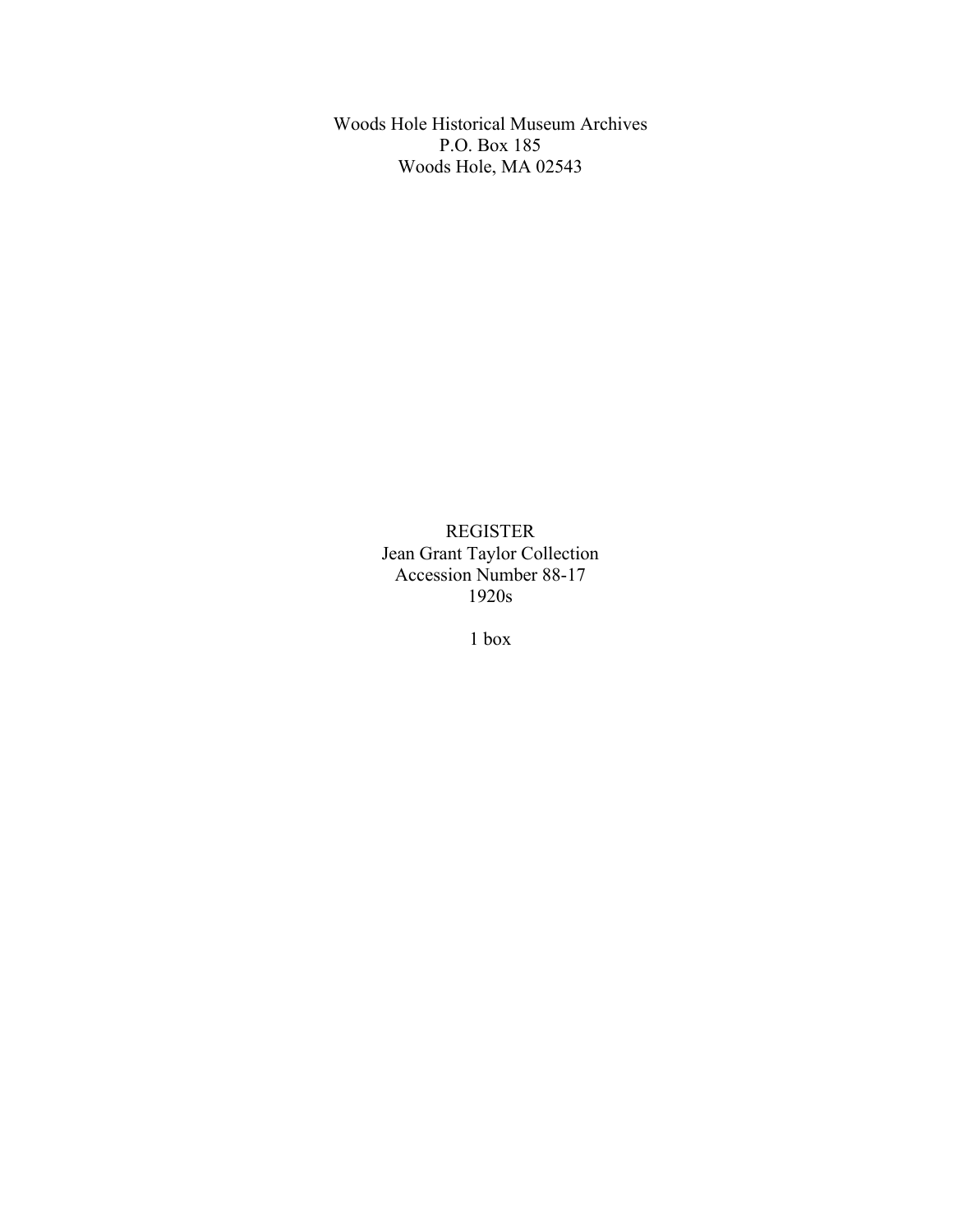Woods Hole Historical Museum Archives
P.O. Box 185
Woods Hole, MA 02543

# REGISTER
Jean Grant Taylor Collection
Accession Number 88-17
1920s

1 box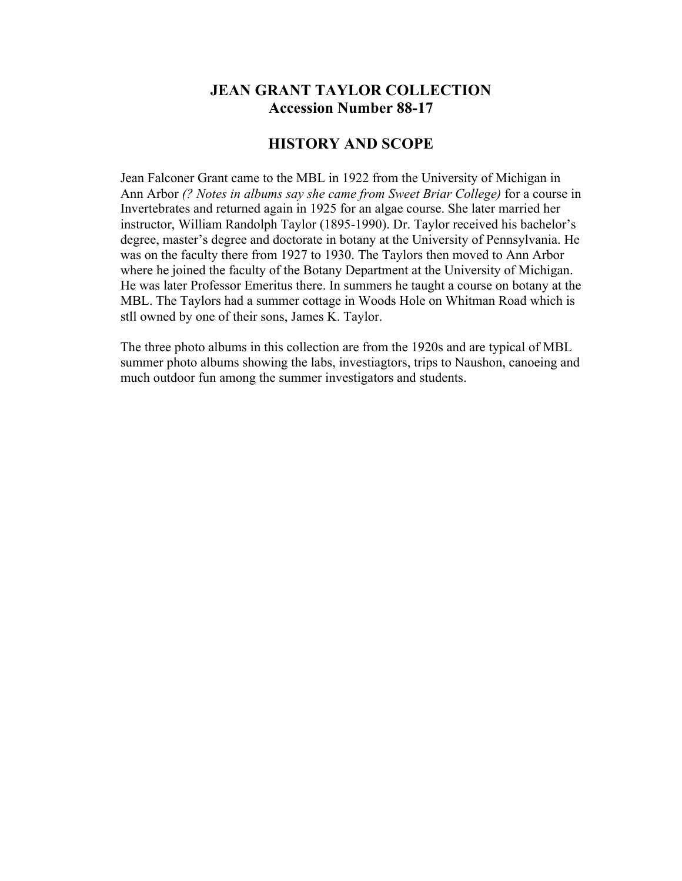# JEAN GRANT TAYLOR COLLECTION
# Accession Number 88-17

## HISTORY AND SCOPE

Jean Falconer Grant came to the MBL in 1922 from the University of Michigan in Ann Arbor *(? Notes in albums say she came from Sweet Briar College)* for a course in Invertebrates and returned again in 1925 for an algae course. She later married her instructor, William Randolph Taylor (1895-1990). Dr. Taylor received his bachelor's degree, master's degree and doctorate in botany at the University of Pennsylvania. He was on the faculty there from 1927 to 1930. The Taylors then moved to Ann Arbor where he joined the faculty of the Botany Department at the University of Michigan. He was later Professor Emeritus there. In summers he taught a course on botany at the MBL. The Taylors had a summer cottage in Woods Hole on Whitman Road which is stll owned by one of their sons, James K. Taylor.

The three photo albums in this collection are from the 1920s and are typical of MBL summer photo albums showing the labs, investiagtors, trips to Naushon, canoeing and much outdoor fun among the summer investigators and students.